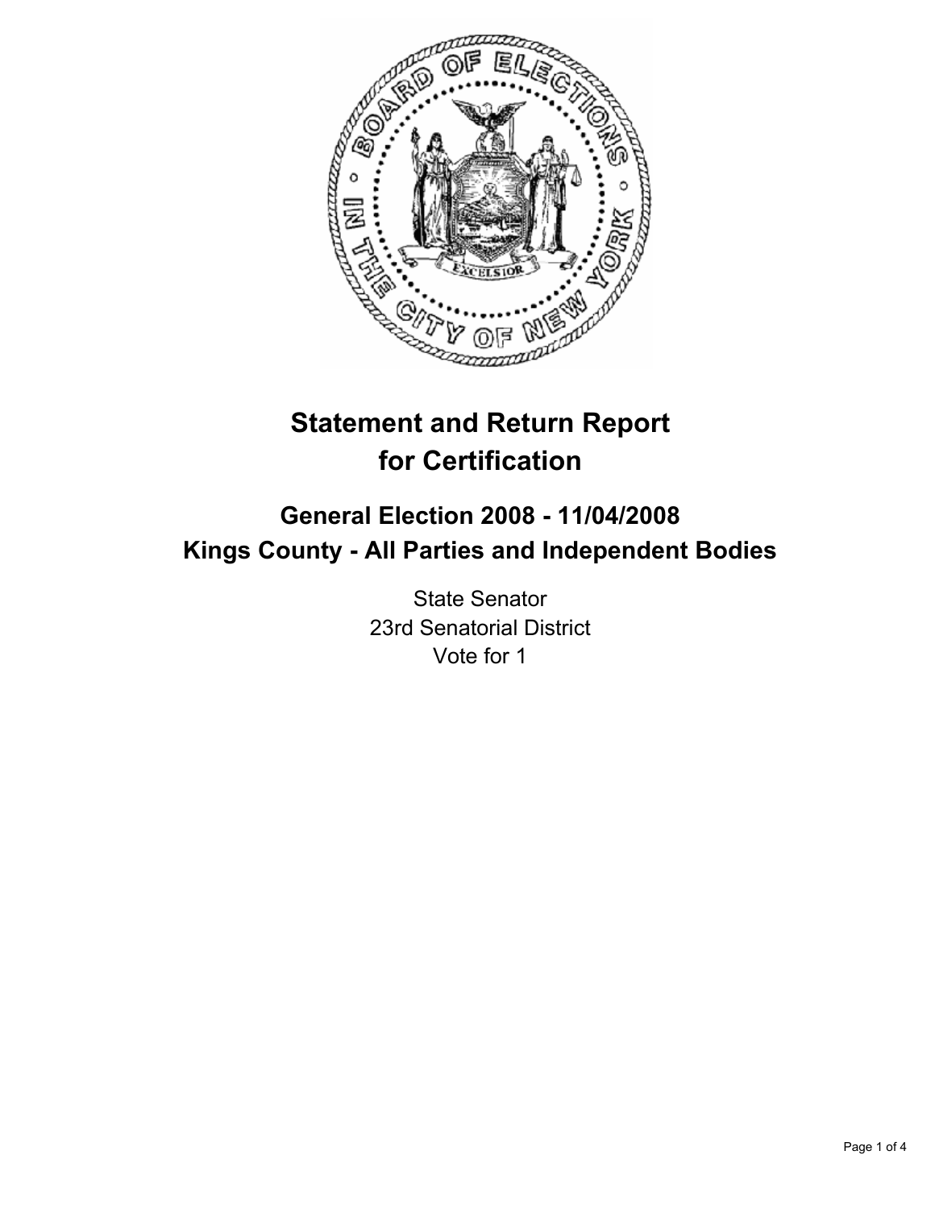# Statement and Return Report for Certification

## General Election 2008 - 11/04/2008
## Kings County - All Parties and Independent Bodies

State Senator
23rd Senatorial District
Vote for 1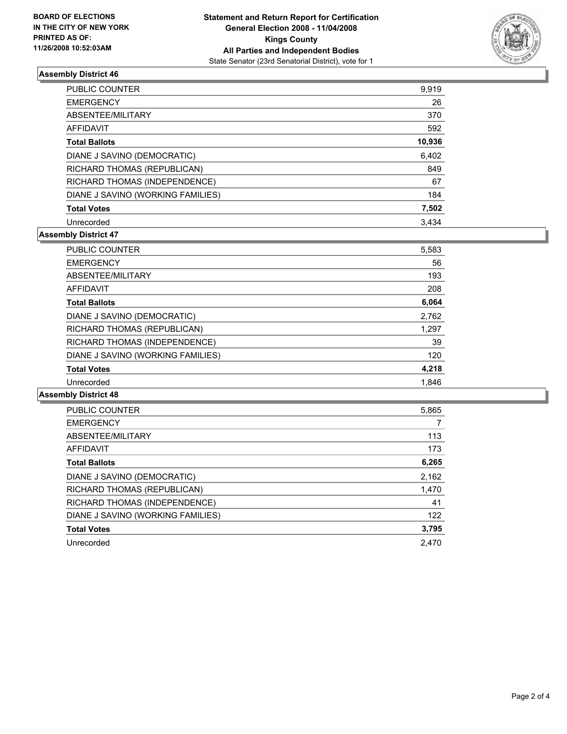**BOARD OF ELECTIONS IN THE CITY OF NEW YORK PRINTED AS OF: 11/26/2008 10:52:03AM**

**Statement and Return Report for Certification**
**General Election 2008 - 11/04/2008**
**Kings County**
**All Parties and Independent Bodies**
State Senator (23rd Senatorial District), vote for 1

## Assembly District 46

| | |
|---|---|
| PUBLIC COUNTER | 9,919 |
| EMERGENCY | 26 |
| ABSENTEE/MILITARY | 370 |
| AFFIDAVIT | 592 |
| **Total Ballots** | **10,936** |
| DIANE J SAVINO (DEMOCRATIC) | 6,402 |
| RICHARD THOMAS (REPUBLICAN) | 849 |
| RICHARD THOMAS (INDEPENDENCE) | 67 |
| DIANE J SAVINO (WORKING FAMILIES) | 184 |
| **Total Votes** | **7,502** |
| Unrecorded | 3,434 |

## Assembly District 47

| | |
|---|---|
| PUBLIC COUNTER | 5,583 |
| EMERGENCY | 56 |
| ABSENTEE/MILITARY | 193 |
| AFFIDAVIT | 208 |
| **Total Ballots** | **6,064** |
| DIANE J SAVINO (DEMOCRATIC) | 2,762 |
| RICHARD THOMAS (REPUBLICAN) | 1,297 |
| RICHARD THOMAS (INDEPENDENCE) | 39 |
| DIANE J SAVINO (WORKING FAMILIES) | 120 |
| **Total Votes** | **4,218** |
| Unrecorded | 1,846 |

## Assembly District 48

| | |
|---|---|
| PUBLIC COUNTER | 5,865 |
| EMERGENCY | 7 |
| ABSENTEE/MILITARY | 113 |
| AFFIDAVIT | 173 |
| **Total Ballots** | **6,265** |
| DIANE J SAVINO (DEMOCRATIC) | 2,162 |
| RICHARD THOMAS (REPUBLICAN) | 1,470 |
| RICHARD THOMAS (INDEPENDENCE) | 41 |
| DIANE J SAVINO (WORKING FAMILIES) | 122 |
| **Total Votes** | **3,795** |
| Unrecorded | 2,470 |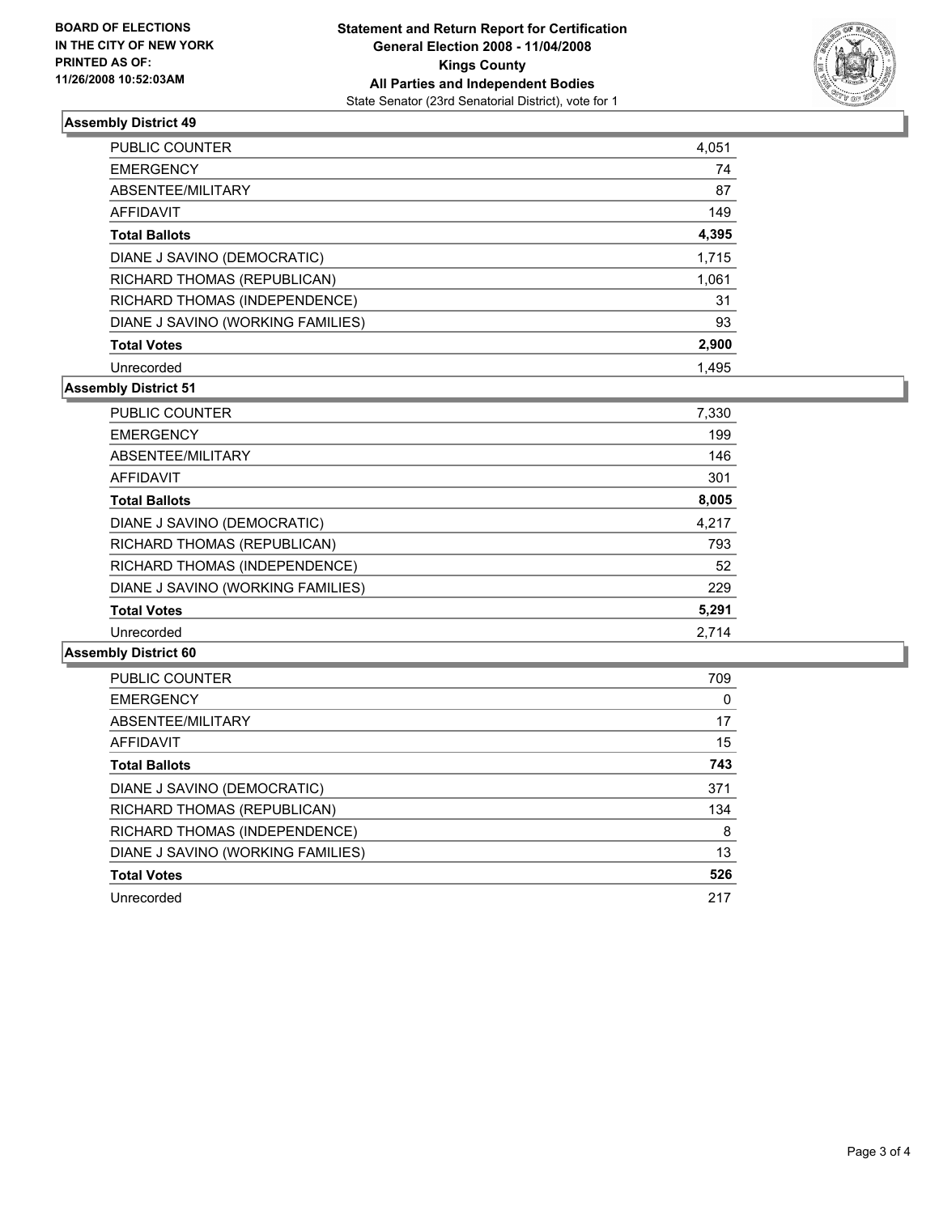**BOARD OF ELECTIONS IN THE CITY OF NEW YORK PRINTED AS OF: 11/26/2008 10:52:03AM**

**Statement and Return Report for Certification**
**General Election 2008 - 11/04/2008**
**Kings County**
**All Parties and Independent Bodies**
State Senator (23rd Senatorial District), vote for 1

### Assembly District 49

| | |
|---|---|
| PUBLIC COUNTER | 4,051 |
| EMERGENCY | 74 |
| ABSENTEE/MILITARY | 87 |
| AFFIDAVIT | 149 |
| **Total Ballots** | **4,395** |
| DIANE J SAVINO (DEMOCRATIC) | 1,715 |
| RICHARD THOMAS (REPUBLICAN) | 1,061 |
| RICHARD THOMAS (INDEPENDENCE) | 31 |
| DIANE J SAVINO (WORKING FAMILIES) | 93 |
| **Total Votes** | **2,900** |
| Unrecorded | 1,495 |

### Assembly District 51

| | |
|---|---|
| PUBLIC COUNTER | 7,330 |
| EMERGENCY | 199 |
| ABSENTEE/MILITARY | 146 |
| AFFIDAVIT | 301 |
| **Total Ballots** | **8,005** |
| DIANE J SAVINO (DEMOCRATIC) | 4,217 |
| RICHARD THOMAS (REPUBLICAN) | 793 |
| RICHARD THOMAS (INDEPENDENCE) | 52 |
| DIANE J SAVINO (WORKING FAMILIES) | 229 |
| **Total Votes** | **5,291** |
| Unrecorded | 2,714 |

### Assembly District 60

| | |
|---|---|
| PUBLIC COUNTER | 709 |
| EMERGENCY | 0 |
| ABSENTEE/MILITARY | 17 |
| AFFIDAVIT | 15 |
| **Total Ballots** | **743** |
| DIANE J SAVINO (DEMOCRATIC) | 371 |
| RICHARD THOMAS (REPUBLICAN) | 134 |
| RICHARD THOMAS (INDEPENDENCE) | 8 |
| DIANE J SAVINO (WORKING FAMILIES) | 13 |
| **Total Votes** | **526** |
| Unrecorded | 217 |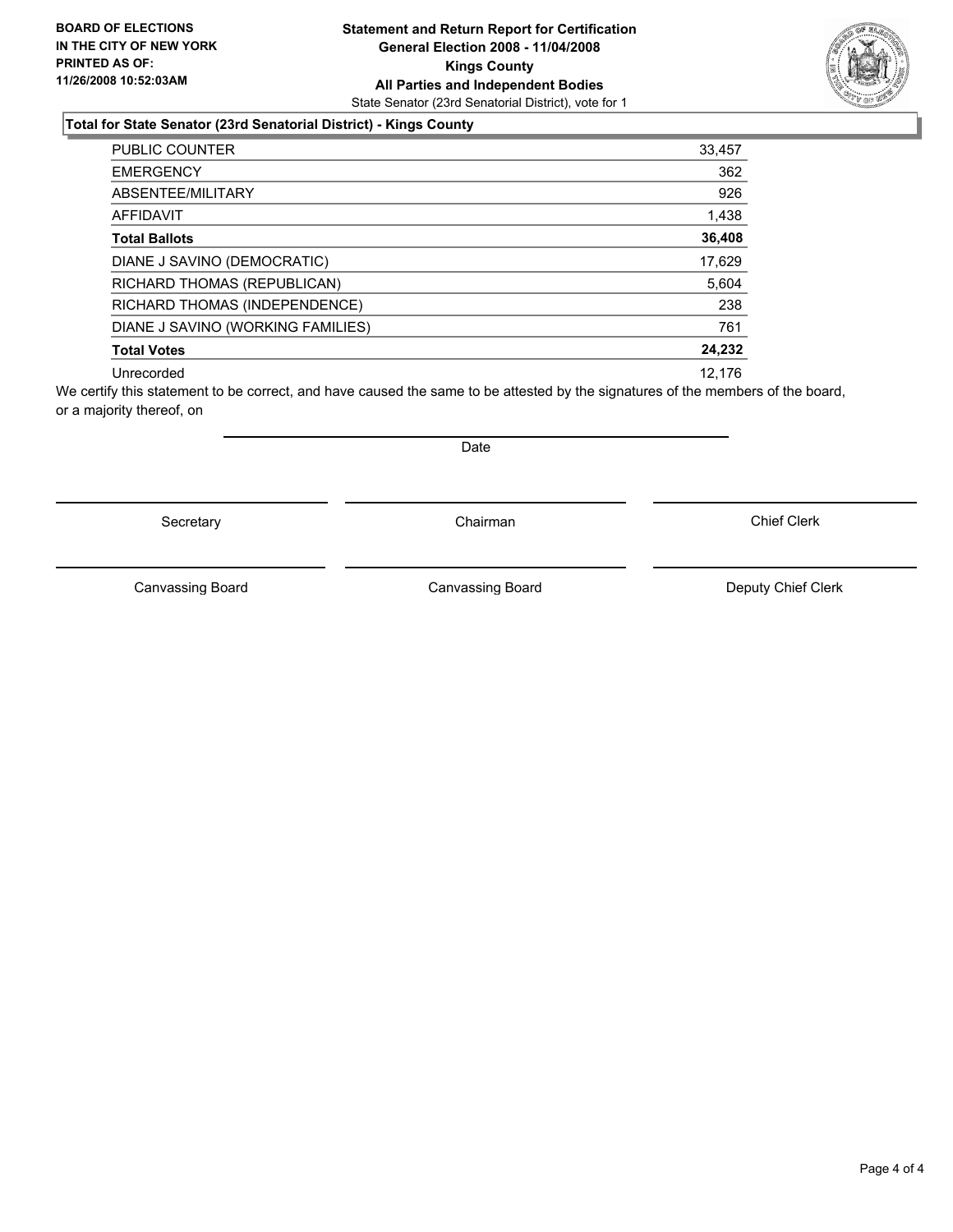**BOARD OF ELECTIONS IN THE CITY OF NEW YORK PRINTED AS OF: 11/26/2008 10:52:03AM**

**Statement and Return Report for Certification**
**General Election 2008 - 11/04/2008**
**Kings County**
**All Parties and Independent Bodies**
State Senator (23rd Senatorial District), vote for 1

### Total for State Senator (23rd Senatorial District) - Kings County

| | |
|---|---|
| PUBLIC COUNTER | 33,457 |
| EMERGENCY | 362 |
| ABSENTEE/MILITARY | 926 |
| AFFIDAVIT | 1,438 |
| **Total Ballots** | **36,408** |
| DIANE J SAVINO (DEMOCRATIC) | 17,629 |
| RICHARD THOMAS (REPUBLICAN) | 5,604 |
| RICHARD THOMAS (INDEPENDENCE) | 238 |
| DIANE J SAVINO (WORKING FAMILIES) | 761 |
| **Total Votes** | **24,232** |
| Unrecorded | 12,176 |

We certify this statement to be correct, and have caused the same to be attested by the signatures of the members of the board, or a majority thereof, on

Date

Secretary | Chairman | Chief Clerk

Canvassing Board | Canvassing Board | Deputy Chief Clerk